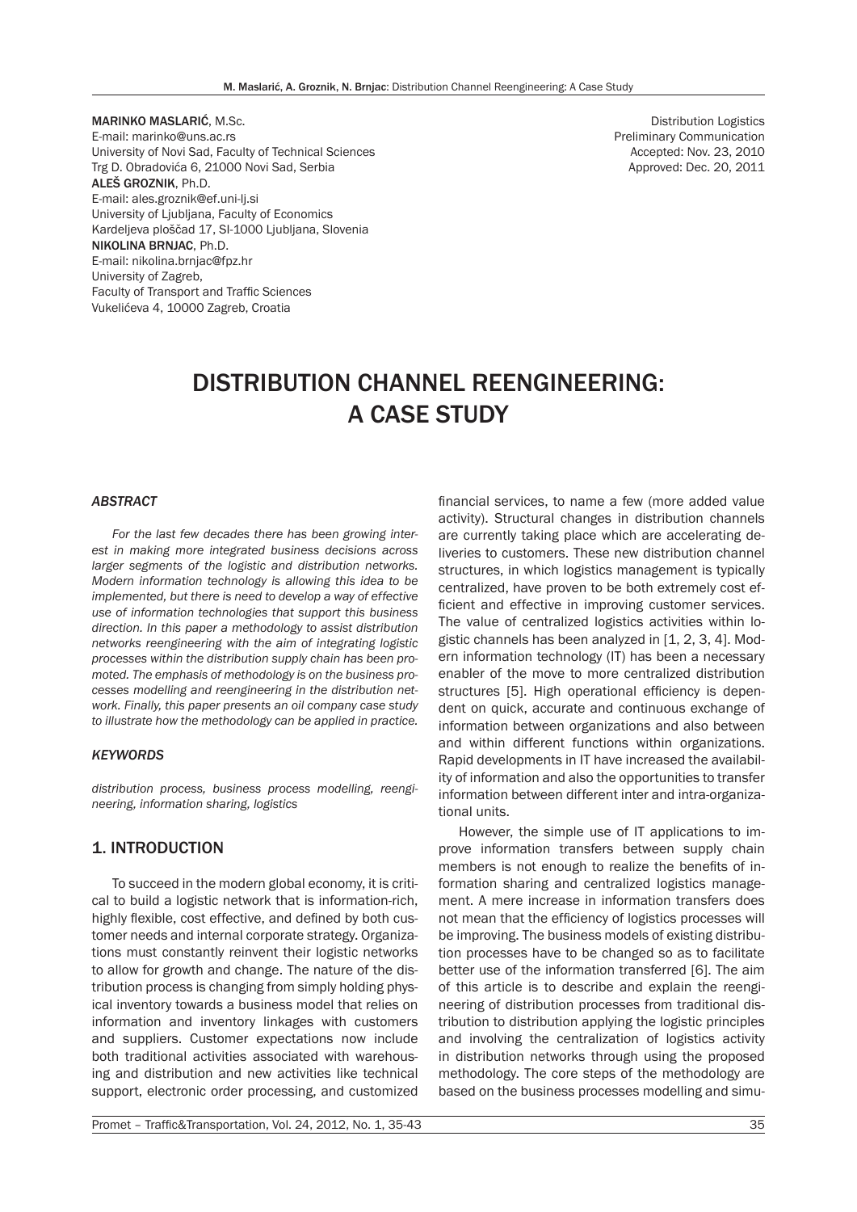**MARINKO MASLARIĆ**, M.Sc.
E-mail: marinko@uns.ac.rs
University of Novi Sad, Faculty of Technical Sciences
Trg D. Obradovića 6, 21000 Novi Sad, Serbia
**ALEŠ GROZNIK**, Ph.D.
E-mail: ales.groznik@ef.uni-lj.si
University of Ljubljana, Faculty of Economics
Kardeljeva ploščad 17, SI-1000 Ljubljana, Slovenia
**NIKOLINA BRNJAC**, Ph.D.
E-mail: nikolina.brnjac@fpz.hr
University of Zagreb,
Faculty of Transport and Traffic Sciences
Vukelićeva 4, 10000 Zagreb, Croatia

Distribution Logistics
Preliminary Communication
Accepted: Nov. 23, 2010
Approved: Dec. 20, 2011

# DISTRIBUTION CHANNEL REENGINEERING: A CASE STUDY

### *ABSTRACT*

*For the last few decades there has been growing interest in making more integrated business decisions across larger segments of the logistic and distribution networks. Modern information technology is allowing this idea to be implemented, but there is need to develop a way of effective use of information technologies that support this business direction. In this paper a methodology to assist distribution networks reengineering with the aim of integrating logistic processes within the distribution supply chain has been promoted. The emphasis of methodology is on the business processes modelling and reengineering in the distribution network. Finally, this paper presents an oil company case study to illustrate how the methodology can be applied in practice.*

### *KEYWORDS*

*distribution process, business process modelling, reengineering, information sharing, logistics*

## 1. INTRODUCTION

To succeed in the modern global economy, it is critical to build a logistic network that is information-rich, highly flexible, cost effective, and defined by both customer needs and internal corporate strategy. Organizations must constantly reinvent their logistic networks to allow for growth and change. The nature of the distribution process is changing from simply holding physical inventory towards a business model that relies on information and inventory linkages with customers and suppliers. Customer expectations now include both traditional activities associated with warehousing and distribution and new activities like technical support, electronic order processing, and customized financial services, to name a few (more added value activity). Structural changes in distribution channels are currently taking place which are accelerating deliveries to customers. These new distribution channel structures, in which logistics management is typically centralized, have proven to be both extremely cost efficient and effective in improving customer services. The value of centralized logistics activities within logistic channels has been analyzed in [1, 2, 3, 4]. Modern information technology (IT) has been a necessary enabler of the move to more centralized distribution structures [5]. High operational efficiency is dependent on quick, accurate and continuous exchange of information between organizations and also between and within different functions within organizations. Rapid developments in IT have increased the availability of information and also the opportunities to transfer information between different inter and intra-organizational units.

However, the simple use of IT applications to improve information transfers between supply chain members is not enough to realize the benefits of information sharing and centralized logistics management. A mere increase in information transfers does not mean that the efficiency of logistics processes will be improving. The business models of existing distribution processes have to be changed so as to facilitate better use of the information transferred [6]. The aim of this article is to describe and explain the reengineering of distribution processes from traditional distribution to distribution applying the logistic principles and involving the centralization of logistics activity in distribution networks through using the proposed methodology. The core steps of the methodology are based on the business processes modelling and simu-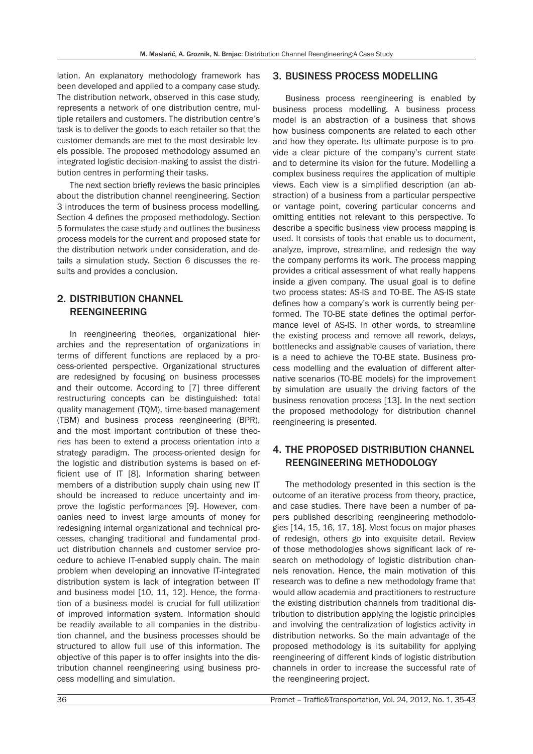lation. An explanatory methodology framework has been developed and applied to a company case study. The distribution network, observed in this case study, represents a network of one distribution centre, multiple retailers and customers. The distribution centre's task is to deliver the goods to each retailer so that the customer demands are met to the most desirable levels possible. The proposed methodology assumed an integrated logistic decision-making to assist the distribution centres in performing their tasks.

The next section briefly reviews the basic principles about the distribution channel reengineering. Section 3 introduces the term of business process modelling. Section 4 defines the proposed methodology. Section 5 formulates the case study and outlines the business process models for the current and proposed state for the distribution network under consideration, and details a simulation study. Section 6 discusses the results and provides a conclusion.

## 2. DISTRIBUTION CHANNEL REENGINEERING

In reengineering theories, organizational hierarchies and the representation of organizations in terms of different functions are replaced by a process-oriented perspective. Organizational structures are redesigned by focusing on business processes and their outcome. According to [7] three different restructuring concepts can be distinguished: total quality management (TQM), time-based management (TBM) and business process reengineering (BPR), and the most important contribution of these theories has been to extend a process orientation into a strategy paradigm. The process-oriented design for the logistic and distribution systems is based on efficient use of IT [8]. Information sharing between members of a distribution supply chain using new IT should be increased to reduce uncertainty and improve the logistic performances [9]. However, companies need to invest large amounts of money for redesigning internal organizational and technical processes, changing traditional and fundamental product distribution channels and customer service procedure to achieve IT-enabled supply chain. The main problem when developing an innovative IT-integrated distribution system is lack of integration between IT and business model [10, 11, 12]. Hence, the formation of a business model is crucial for full utilization of improved information system. Information should be readily available to all companies in the distribution channel, and the business processes should be structured to allow full use of this information. The objective of this paper is to offer insights into the distribution channel reengineering using business process modelling and simulation.

## 3. BUSINESS PROCESS MODELLING

Business process reengineering is enabled by business process modelling. A business process model is an abstraction of a business that shows how business components are related to each other and how they operate. Its ultimate purpose is to provide a clear picture of the company's current state and to determine its vision for the future. Modelling a complex business requires the application of multiple views. Each view is a simplified description (an abstraction) of a business from a particular perspective or vantage point, covering particular concerns and omitting entities not relevant to this perspective. To describe a specific business view process mapping is used. It consists of tools that enable us to document, analyze, improve, streamline, and redesign the way the company performs its work. The process mapping provides a critical assessment of what really happens inside a given company. The usual goal is to define two process states: AS-IS and TO-BE. The AS-IS state defines how a company's work is currently being performed. The TO-BE state defines the optimal performance level of AS-IS. In other words, to streamline the existing process and remove all rework, delays, bottlenecks and assignable causes of variation, there is a need to achieve the TO-BE state. Business process modelling and the evaluation of different alternative scenarios (TO-BE models) for the improvement by simulation are usually the driving factors of the business renovation process [13]. In the next section the proposed methodology for distribution channel reengineering is presented.

## 4. THE PROPOSED DISTRIBUTION CHANNEL REENGINEERING METHODOLOGY

The methodology presented in this section is the outcome of an iterative process from theory, practice, and case studies. There have been a number of papers published describing reengineering methodologies [14, 15, 16, 17, 18]. Most focus on major phases of redesign, others go into exquisite detail. Review of those methodologies shows significant lack of research on methodology of logistic distribution channels renovation. Hence, the main motivation of this research was to define a new methodology frame that would allow academia and practitioners to restructure the existing distribution channels from traditional distribution to distribution applying the logistic principles and involving the centralization of logistics activity in distribution networks. So the main advantage of the proposed methodology is its suitability for applying reengineering of different kinds of logistic distribution channels in order to increase the successful rate of the reengineering project.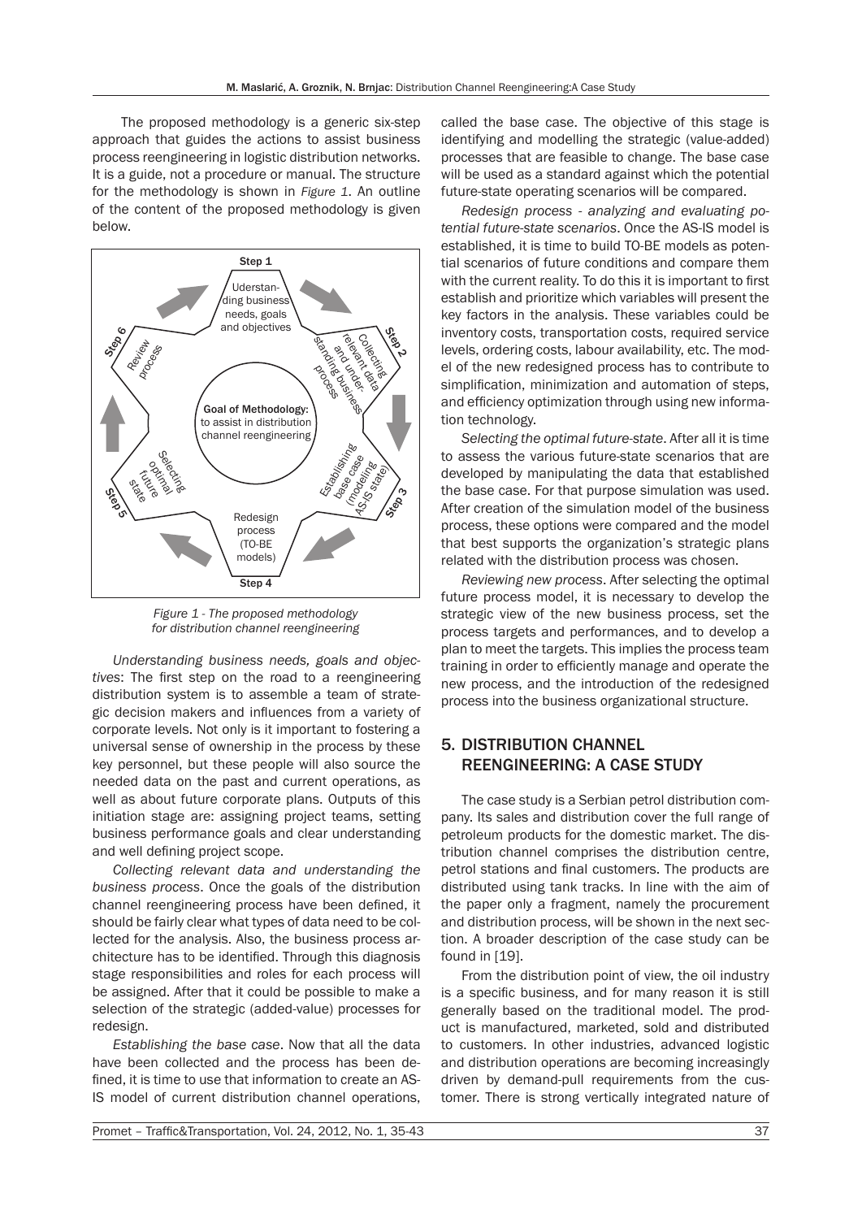The proposed methodology is a generic six-step approach that guides the actions to assist business process reengineering in logistic distribution networks. It is a guide, not a procedure or manual. The structure for the methodology is shown in *Figure 1*. An outline of the content of the proposed methodology is given below.

Step 1
Understanding business needs, goals and objectives

Step 2
Collecting relevant data and understanding business process

Step 3
Establishing base case (modeling AS-IS state)

Step 4
Redesign process (TO-BE models)

Step 5
Selecting optimal future state

Step 6
Review process

Goal of Methodology: to assist in distribution channel reengineering

*Figure 1 - The proposed methodology for distribution channel reengineering*

*Understanding business needs, goals and objectives*: The first step on the road to a reengineering distribution system is to assemble a team of strategic decision makers and influences from a variety of corporate levels. Not only is it important to fostering a universal sense of ownership in the process by these key personnel, but these people will also source the needed data on the past and current operations, as well as about future corporate plans. Outputs of this initiation stage are: assigning project teams, setting business performance goals and clear understanding and well defining project scope.

*Collecting relevant data and understanding the business process*. Once the goals of the distribution channel reengineering process have been defined, it should be fairly clear what types of data need to be collected for the analysis. Also, the business process architecture has to be identified. Through this diagnosis stage responsibilities and roles for each process will be assigned. After that it could be possible to make a selection of the strategic (added-value) processes for redesign.

*Establishing the base case*. Now that all the data have been collected and the process has been defined, it is time to use that information to create an AS-IS model of current distribution channel operations, called the base case. The objective of this stage is identifying and modelling the strategic (value-added) processes that are feasible to change. The base case will be used as a standard against which the potential future-state operating scenarios will be compared.

*Redesign process - analyzing and evaluating potential future-state scenarios*. Once the AS-IS model is established, it is time to build TO-BE models as potential scenarios of future conditions and compare them with the current reality. To do this it is important to first establish and prioritize which variables will present the key factors in the analysis. These variables could be inventory costs, transportation costs, required service levels, ordering costs, labour availability, etc. The model of the new redesigned process has to contribute to simplification, minimization and automation of steps, and efficiency optimization through using new information technology.

*Selecting the optimal future-state*. After all it is time to assess the various future-state scenarios that are developed by manipulating the data that established the base case. For that purpose simulation was used. After creation of the simulation model of the business process, these options were compared and the model that best supports the organization's strategic plans related with the distribution process was chosen.

*Reviewing new process*. After selecting the optimal future process model, it is necessary to develop the strategic view of the new business process, set the process targets and performances, and to develop a plan to meet the targets. This implies the process team training in order to efficiently manage and operate the new process, and the introduction of the redesigned process into the business organizational structure.

## 5. DISTRIBUTION CHANNEL REENGINEERING: A CASE STUDY

The case study is a Serbian petrol distribution company. Its sales and distribution cover the full range of petroleum products for the domestic market. The distribution channel comprises the distribution centre, petrol stations and final customers. The products are distributed using tank tracks. In line with the aim of the paper only a fragment, namely the procurement and distribution process, will be shown in the next section. A broader description of the case study can be found in [19].

From the distribution point of view, the oil industry is a specific business, and for many reason it is still generally based on the traditional model. The product is manufactured, marketed, sold and distributed to customers. In other industries, advanced logistic and distribution operations are becoming increasingly driven by demand-pull requirements from the customer. There is strong vertically integrated nature of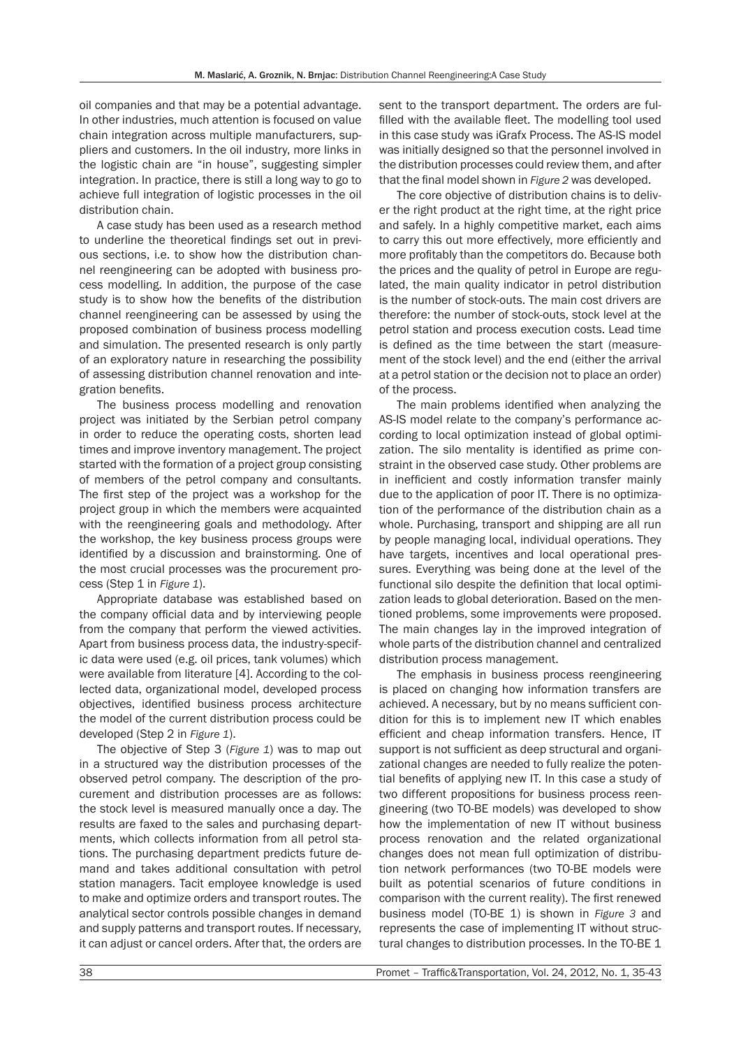oil companies and that may be a potential advantage. In other industries, much attention is focused on value chain integration across multiple manufacturers, suppliers and customers. In the oil industry, more links in the logistic chain are "in house", suggesting simpler integration. In practice, there is still a long way to go to achieve full integration of logistic processes in the oil distribution chain.

A case study has been used as a research method to underline the theoretical findings set out in previous sections, i.e. to show how the distribution channel reengineering can be adopted with business process modelling. In addition, the purpose of the case study is to show how the benefits of the distribution channel reengineering can be assessed by using the proposed combination of business process modelling and simulation. The presented research is only partly of an exploratory nature in researching the possibility of assessing distribution channel renovation and integration benefits.

The business process modelling and renovation project was initiated by the Serbian petrol company in order to reduce the operating costs, shorten lead times and improve inventory management. The project started with the formation of a project group consisting of members of the petrol company and consultants. The first step of the project was a workshop for the project group in which the members were acquainted with the reengineering goals and methodology. After the workshop, the key business process groups were identified by a discussion and brainstorming. One of the most crucial processes was the procurement process (Step 1 in *Figure 1*).

Appropriate database was established based on the company official data and by interviewing people from the company that perform the viewed activities. Apart from business process data, the industry-specific data were used (e.g. oil prices, tank volumes) which were available from literature [4]. According to the collected data, organizational model, developed process objectives, identified business process architecture the model of the current distribution process could be developed (Step 2 in *Figure 1*).

The objective of Step 3 (*Figure 1*) was to map out in a structured way the distribution processes of the observed petrol company. The description of the procurement and distribution processes are as follows: the stock level is measured manually once a day. The results are faxed to the sales and purchasing departments, which collects information from all petrol stations. The purchasing department predicts future demand and takes additional consultation with petrol station managers. Tacit employee knowledge is used to make and optimize orders and transport routes. The analytical sector controls possible changes in demand and supply patterns and transport routes. If necessary, it can adjust or cancel orders. After that, the orders are sent to the transport department. The orders are fulfilled with the available fleet. The modelling tool used in this case study was iGrafx Process. The AS-IS model was initially designed so that the personnel involved in the distribution processes could review them, and after that the final model shown in *Figure 2* was developed.

The core objective of distribution chains is to deliver the right product at the right time, at the right price and safely. In a highly competitive market, each aims to carry this out more effectively, more efficiently and more profitably than the competitors do. Because both the prices and the quality of petrol in Europe are regulated, the main quality indicator in petrol distribution is the number of stock-outs. The main cost drivers are therefore: the number of stock-outs, stock level at the petrol station and process execution costs. Lead time is defined as the time between the start (measurement of the stock level) and the end (either the arrival at a petrol station or the decision not to place an order) of the process.

The main problems identified when analyzing the AS-IS model relate to the company's performance according to local optimization instead of global optimization. The silo mentality is identified as prime constraint in the observed case study. Other problems are in inefficient and costly information transfer mainly due to the application of poor IT. There is no optimization of the performance of the distribution chain as a whole. Purchasing, transport and shipping are all run by people managing local, individual operations. They have targets, incentives and local operational pressures. Everything was being done at the level of the functional silo despite the definition that local optimization leads to global deterioration. Based on the mentioned problems, some improvements were proposed. The main changes lay in the improved integration of whole parts of the distribution channel and centralized distribution process management.

The emphasis in business process reengineering is placed on changing how information transfers are achieved. A necessary, but by no means sufficient condition for this is to implement new IT which enables efficient and cheap information transfers. Hence, IT support is not sufficient as deep structural and organizational changes are needed to fully realize the potential benefits of applying new IT. In this case a study of two different propositions for business process reengineering (two TO-BE models) was developed to show how the implementation of new IT without business process renovation and the related organizational changes does not mean full optimization of distribution network performances (two TO-BE models were built as potential scenarios of future conditions in comparison with the current reality). The first renewed business model (TO-BE 1) is shown in *Figure 3* and represents the case of implementing IT without structural changes to distribution processes. In the TO-BE 1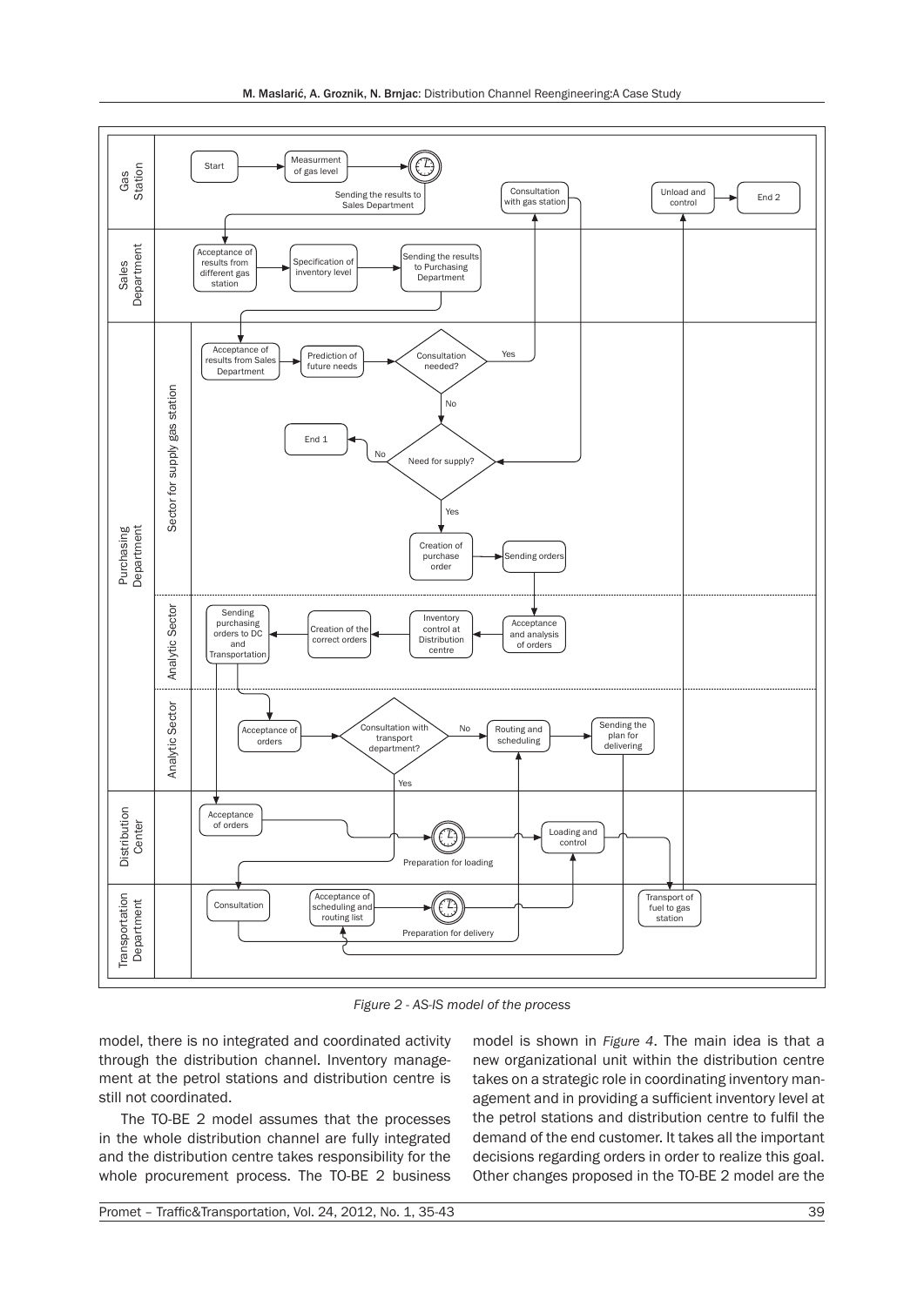Gas Station

Sales Department

Purchasing Department

Sector for supply gas station

Analytic Sector

Analytic Sector

Distribution Center

Transportation Department

Start

Measurment of gas level

Sending the results to Sales Department

Consultation with gas station

Unload and control

End 2

Acceptance of results from different gas station

Specification of inventory level

Sending the results to Purchasing Department

Acceptance of results from Sales Department

Prediction of future needs

Consultation needed?

Yes

No

End 1

No

Need for supply?

Yes

Creation of purchase order

Sending orders

Sending purchasing orders to DC and Transportation

Creation of the correct orders

Inventory control at Distribution centre

Acceptance and analysis of orders

Acceptance of orders

Consultation with transport department?

No

Routing and scheduling

Sending the plan for delivering

Yes

Acceptance of orders

Preparation for loading

Loading and control

Consultation

Acceptance of scheduling and routing list

Preparation for delivery

Transport of fuel to gas station

*Figure 2 - AS-IS model of the process*

model, there is no integrated and coordinated activity through the distribution channel. Inventory management at the petrol stations and distribution centre is still not coordinated.

The TO-BE 2 model assumes that the processes in the whole distribution channel are fully integrated and the distribution centre takes responsibility for the whole procurement process. The TO-BE 2 business model is shown in *Figure 4*. The main idea is that a new organizational unit within the distribution centre takes on a strategic role in coordinating inventory management and in providing a sufficient inventory level at the petrol stations and distribution centre to fulfil the demand of the end customer. It takes all the important decisions regarding orders in order to realize this goal. Other changes proposed in the TO-BE 2 model are the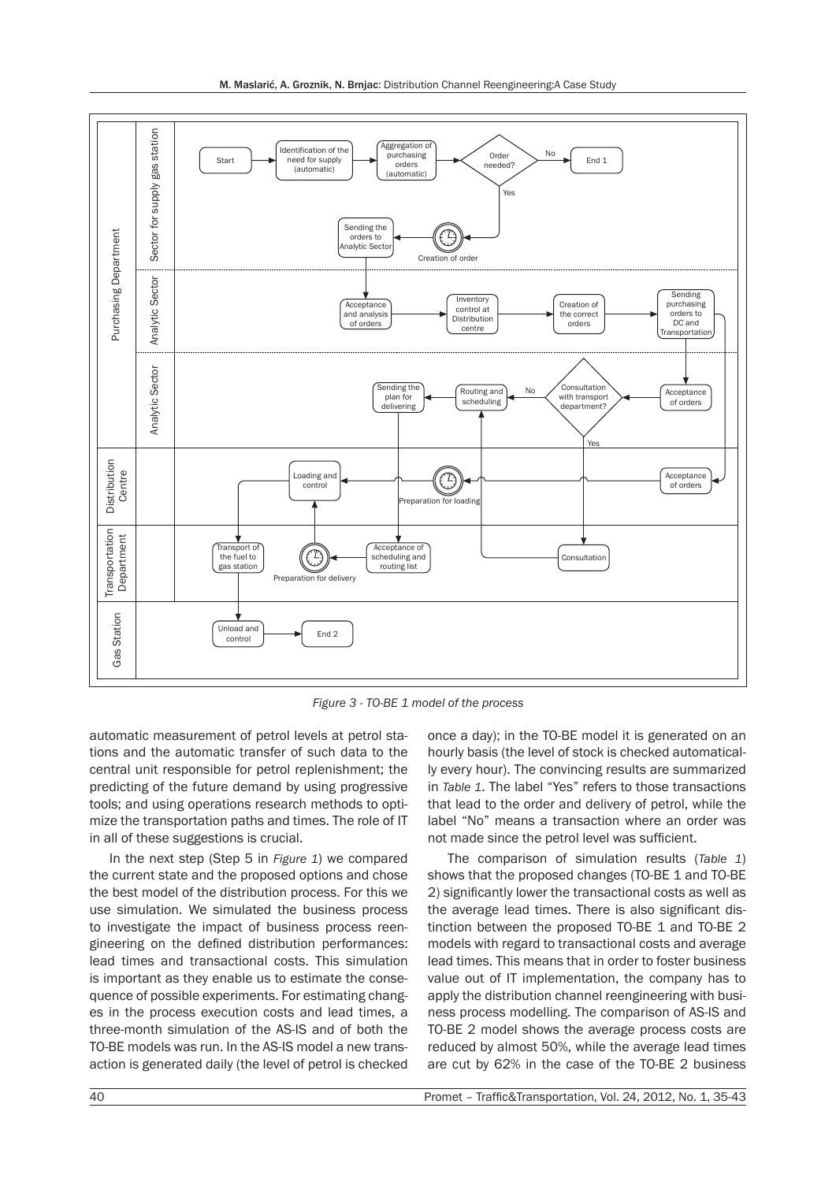Purchasing Department

Sector for supply gas station

Start

Identification of the need for supply (automatic)

Aggregation of purchasing orders (automatic)

Order needed?

No

End 1

Yes

Sending the orders to Analytic Sector

Creation of order

Analytic Sector

Acceptance and analysis of orders

Inventory control at Distribution centre

Creation of the correct orders

Sending purchasing orders to DC and Transportation

Analytic Sector

Sending the plan for delivering

Routing and scheduling

No

Consultation with transport department?

Acceptance of orders

Yes

Distribution Centre

Loading and control

Preparation for loading

Acceptance of orders

Transportation Department

Transport of the fuel to gas station

Preparation for delivery

Acceptance of scheduling and routing list

Consultation

Gas Station

Unload and control

End 2

*Figure 3 - TO-BE 1 model of the process*

automatic measurement of petrol levels at petrol stations and the automatic transfer of such data to the central unit responsible for petrol replenishment; the predicting of the future demand by using progressive tools; and using operations research methods to optimize the transportation paths and times. The role of IT in all of these suggestions is crucial.

In the next step (Step 5 in *Figure 1*) we compared the current state and the proposed options and chose the best model of the distribution process. For this we use simulation. We simulated the business process to investigate the impact of business process reengineering on the defined distribution performances: lead times and transactional costs. This simulation is important as they enable us to estimate the consequence of possible experiments. For estimating changes in the process execution costs and lead times, a three-month simulation of the AS-IS and of both the TO-BE models was run. In the AS-IS model a new transaction is generated daily (the level of petrol is checked once a day); in the TO-BE model it is generated on an hourly basis (the level of stock is checked automatically every hour). The convincing results are summarized in *Table 1*. The label "Yes" refers to those transactions that lead to the order and delivery of petrol, while the label "No" means a transaction where an order was not made since the petrol level was sufficient.

The comparison of simulation results (*Table 1*) shows that the proposed changes (TO-BE 1 and TO-BE 2) significantly lower the transactional costs as well as the average lead times. There is also significant distinction between the proposed TO-BE 1 and TO-BE 2 models with regard to transactional costs and average lead times. This means that in order to foster business value out of IT implementation, the company has to apply the distribution channel reengineering with business process modelling. The comparison of AS-IS and TO-BE 2 model shows the average process costs are reduced by almost 50%, while the average lead times are cut by 62% in the case of the TO-BE 2 business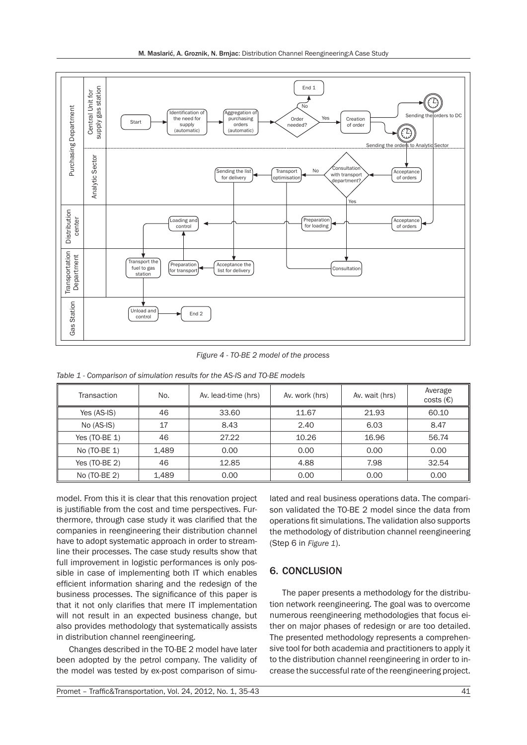Purchasing Department

Central Unit for supply gas station

Analytic Sector

Distribution center

Transportation Department

Gas Station

Start

Identification of the need for supply (automatic)

Aggregation of purchasing orders (automatic)

Order needed?

No

End 1

Yes

Creation of order

Sending the orders to DC

Sending the orders to Analytic Sector

Acceptance of orders

Consultation with transport department?

No

Yes

Transport optimisation

Sending the list for delivery

Acceptance of orders

Preparation for loading

Loading and control

Consultation

Acceptance the list for delivery

Preparation for transport

Transport the fuel to gas station

Unload and control

End 2

*Figure 4 - TO-BE 2 model of the process*

*Table 1 - Comparison of simulation results for the AS-IS and TO-BE models*

| Transaction | No. | Av. lead-time (hrs) | Av. work (hrs) | Av. wait (hrs) | Average costs (€) |
|---|---|---|---|---|---|
| Yes (AS-IS) | 46 | 33.60 | 11.67 | 21.93 | 60.10 |
| No (AS-IS) | 17 | 8.43 | 2.40 | 6.03 | 8.47 |
| Yes (TO-BE 1) | 46 | 27.22 | 10.26 | 16.96 | 56.74 |
| No (TO-BE 1) | 1,489 | 0.00 | 0.00 | 0.00 | 0.00 |
| Yes (TO-BE 2) | 46 | 12.85 | 4.88 | 7.98 | 32.54 |
| No (TO-BE 2) | 1,489 | 0.00 | 0.00 | 0.00 | 0.00 |

model. From this it is clear that this renovation project is justifiable from the cost and time perspectives. Furthermore, through case study it was clarified that the companies in reengineering their distribution channel have to adopt systematic approach in order to streamline their processes. The case study results show that full improvement in logistic performances is only possible in case of implementing both IT which enables efficient information sharing and the redesign of the business processes. The significance of this paper is that it not only clarifies that mere IT implementation will not result in an expected business change, but also provides methodology that systematically assists in distribution channel reengineering.

Changes described in the TO-BE 2 model have later been adopted by the petrol company. The validity of the model was tested by ex-post comparison of simulated and real business operations data. The comparison validated the TO-BE 2 model since the data from operations fit simulations. The validation also supports the methodology of distribution channel reengineering (Step 6 in *Figure 1*).

## 6. CONCLUSION

The paper presents a methodology for the distribution network reengineering. The goal was to overcome numerous reengineering methodologies that focus either on major phases of redesign or are too detailed. The presented methodology represents a comprehensive tool for both academia and practitioners to apply it to the distribution channel reengineering in order to increase the successful rate of the reengineering project.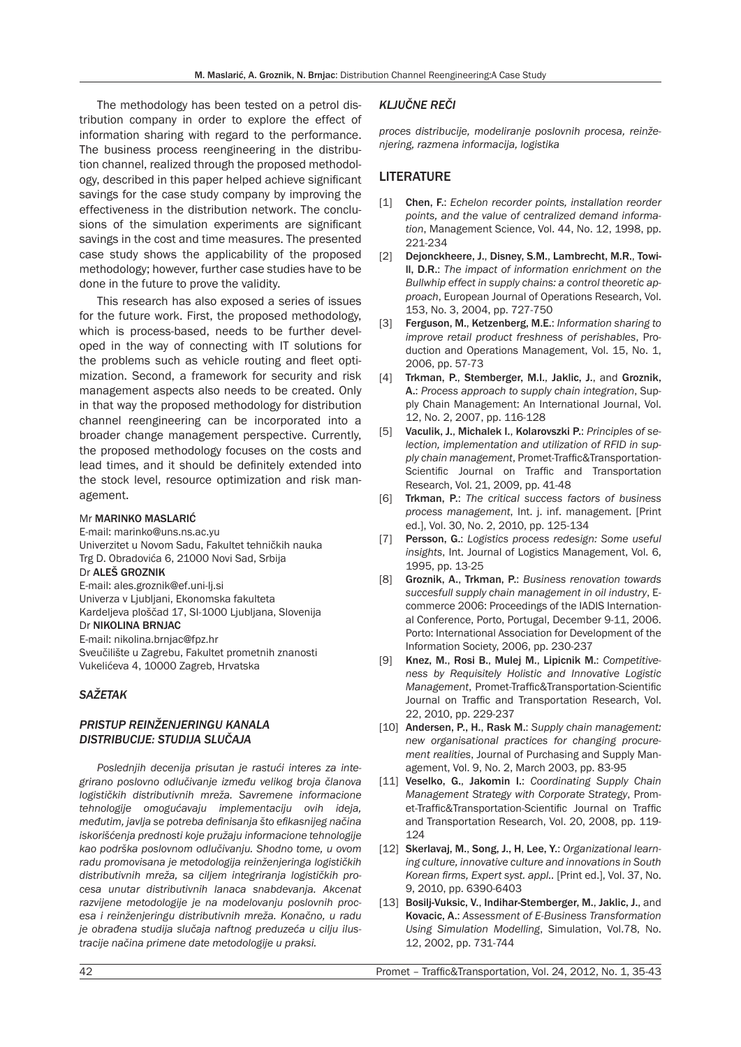The methodology has been tested on a petrol distribution company in order to explore the effect of information sharing with regard to the performance. The business process reengineering in the distribution channel, realized through the proposed methodology, described in this paper helped achieve significant savings for the case study company by improving the effectiveness in the distribution network. The conclusions of the simulation experiments are significant savings in the cost and time measures. The presented case study shows the applicability of the proposed methodology; however, further case studies have to be done in the future to prove the validity.

This research has also exposed a series of issues for the future work. First, the proposed methodology, which is process-based, needs to be further developed in the way of connecting with IT solutions for the problems such as vehicle routing and fleet optimization. Second, a framework for security and risk management aspects also needs to be created. Only in that way the proposed methodology for distribution channel reengineering can be incorporated into a broader change management perspective. Currently, the proposed methodology focuses on the costs and lead times, and it should be definitely extended into the stock level, resource optimization and risk management.

Mr **MARINKO MASLARIĆ**
E-mail: marinko@uns.ns.ac.yu
Univerzitet u Novom Sadu, Fakultet tehničkih nauka
Trg D. Obradovića 6, 21000 Novi Sad, Srbija
Dr **ALEŠ GROZNIK**
E-mail: ales.groznik@ef.uni-lj.si
Univerza v Ljubljani, Ekonomska fakulteta
Kardeljeva ploščad 17, SI-1000 Ljubljana, Slovenija
Dr **NIKOLINA BRNJAC**
E-mail: nikolina.brnjac@fpz.hr
Sveučilište u Zagrebu, Fakultet prometnih znanosti
Vukelićeva 4, 10000 Zagreb, Hrvatska

## *SAŽETAK*

### *PRISTUP REINŽENJERINGU KANALA DISTRIBUCIJE: STUDIJA SLUČAJA*

*Poslednjih decenija prisutan je rastući interes za integrirano poslovno odlučivanje između velikog broja članova logističkih distributivnih mreža. Savremene informacione tehnologije omogućavaju implementaciju ovih ideja, međutim, javlja se potreba definisanja što efikasnijeg načina iskorišćenja prednosti koje pružaju informacione tehnologije kao podrška poslovnom odlučivanju. Shodno tome, u ovom radu promovisana je metodologija reinženjeringa logističkih distributivnih mreža, sa ciljem integriranja logističkih procesa unutar distributivnih lanaca snabdevanja. Akcenat razvijene metodologije je na modelovanju poslovnih procesa i reinženjeringu distributivnih mreža. Konačno, u radu je obrađena studija slučaja naftnog preduzeća u cilju ilustracije načina primene date metodologije u praksi.*

## *KLJUČNE REČI*

*proces distribucije, modeliranje poslovnih procesa, reinženjering, razmena informacija, logistika*

## LITERATURE

[1] **Chen, F.**: *Echelon recorder points, installation reorder points, and the value of centralized demand information*, Management Science, Vol. 44, No. 12, 1998, pp. 221-234

[2] **Dejonckheere, J., Disney, S.M., Lambrecht, M.R., Towill, D.R.**: *The impact of information enrichment on the Bullwhip effect in supply chains: a control theoretic approach*, European Journal of Operations Research, Vol. 153, No. 3, 2004, pp. 727-750

[3] **Ferguson, M., Ketzenberg, M.E.**: *Information sharing to improve retail product freshness of perishables*, Production and Operations Management, Vol. 15, No. 1, 2006, pp. 57-73

[4] **Trkman, P., Stemberger, M.I., Jaklic, J.**, and **Groznik, A.**: *Process approach to supply chain integration*, Supply Chain Management: An International Journal, Vol. 12, No. 2, 2007, pp. 116-128

[5] **Vaculik, J., Michalek I., Kolarovszki P.**: *Principles of selection, implementation and utilization of RFID in supply chain management*, Promet-Traffic&Transportation-Scientific Journal on Traffic and Transportation Research, Vol. 21, 2009, pp. 41-48

[6] **Trkman, P.**: *The critical success factors of business process management*, Int. j. inf. management. [Print ed.], Vol. 30, No. 2, 2010, pp. 125-134

[7] **Persson, G.**: *Logistics process redesign: Some useful insights*, Int. Journal of Logistics Management, Vol. 6, 1995, pp. 13-25

[8] **Groznik, A., Trkman, P.**: *Business renovation towards succesfull supply chain management in oil industry*, E-commerce 2006: Proceedings of the IADIS International Conference, Porto, Portugal, December 9-11, 2006. Porto: International Association for Development of the Information Society, 2006, pp. 230-237

[9] **Knez, M., Rosi B., Mulej M., Lipicnik M.**: *Competitiveness by Requisitely Holistic and Innovative Logistic Management*, Promet-Traffic&Transportation-Scientific Journal on Traffic and Transportation Research, Vol. 22, 2010, pp. 229-237

[10] **Andersen, P., H., Rask M.**: *Supply chain management: new organisational practices for changing procurement realities*, Journal of Purchasing and Supply Management, Vol. 9, No. 2, March 2003, pp. 83-95

[11] **Veselko, G., Jakomin I.**: *Coordinating Supply Chain Management Strategy with Corporate Strategy*, Promet-Traffic&Transportation-Scientific Journal on Traffic and Transportation Research, Vol. 20, 2008, pp. 119-124

[12] **Skerlavaj, M., Song, J., H, Lee, Y.**: *Organizational learning culture, innovative culture and innovations in South Korean firms, Expert syst. appl.*. [Print ed.], Vol. 37, No. 9, 2010, pp. 6390-6403

[13] **Bosilj-Vuksic, V., Indihar-Stemberger, M., Jaklic, J.**, and **Kovacic, A.**: *Assessment of E-Business Transformation Using Simulation Modelling*, Simulation, Vol.78, No. 12, 2002, pp. 731-744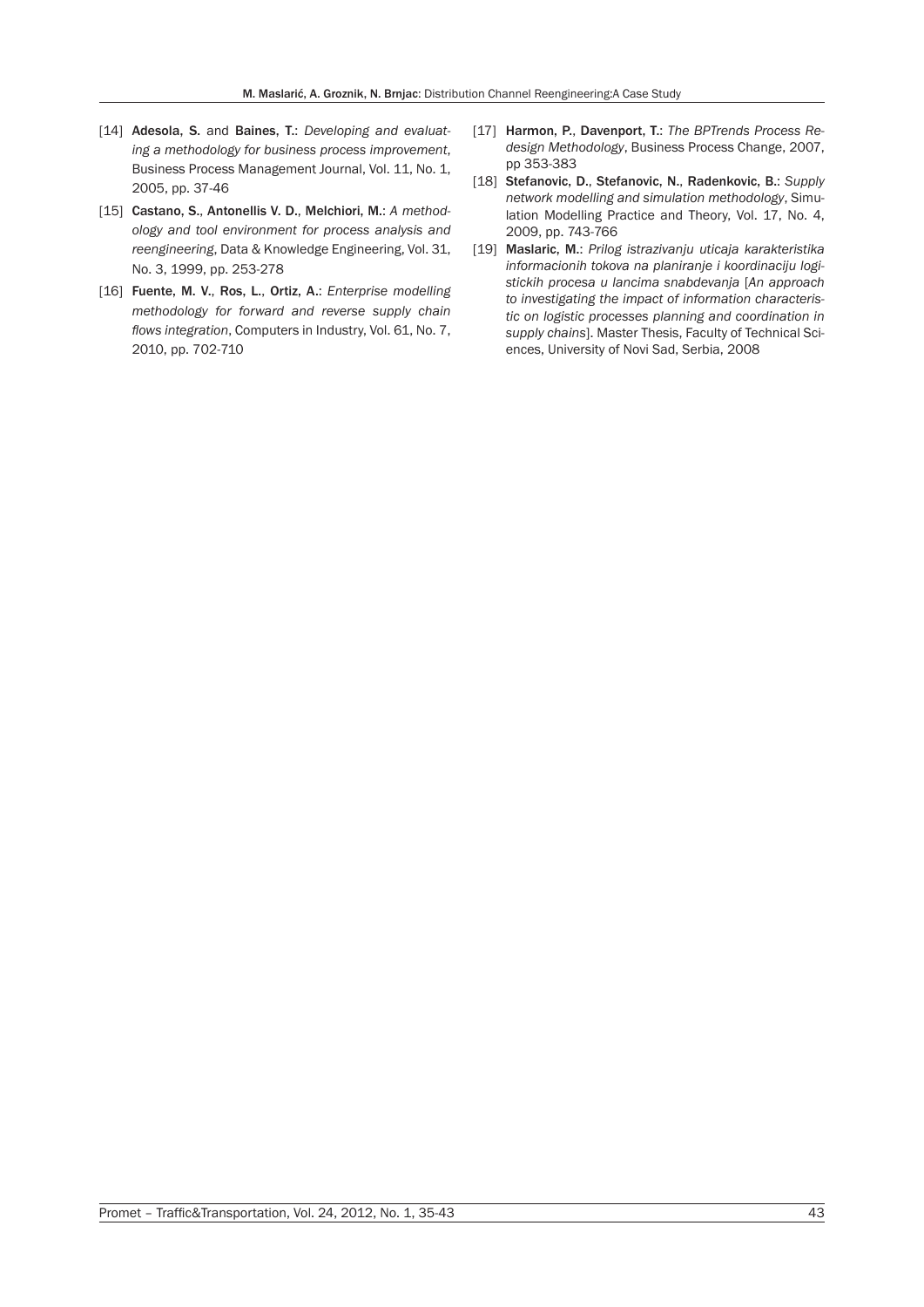[14] **Adesola, S.** and **Baines, T.**: *Developing and evaluating a methodology for business process improvement*, Business Process Management Journal, Vol. 11, No. 1, 2005, pp. 37-46

[15] **Castano, S.**, **Antonellis V. D.**, **Melchiori, M.**: *A methodology and tool environment for process analysis and reengineering*, Data & Knowledge Engineering, Vol. 31, No. 3, 1999, pp. 253-278

[16] **Fuente, M. V.**, **Ros, L.**, **Ortiz, A.**: *Enterprise modelling methodology for forward and reverse supply chain flows integration*, Computers in Industry, Vol. 61, No. 7, 2010, pp. 702-710

[17] **Harmon, P.**, **Davenport, T.**: *The BPTrends Process Redesign Methodology*, Business Process Change, 2007, pp 353-383

[18] **Stefanovic, D.**, **Stefanovic, N.**, **Radenkovic, B.**: *Supply network modelling and simulation methodology*, Simulation Modelling Practice and Theory, Vol. 17, No. 4, 2009, pp. 743-766

[19] **Maslaric, M.**: *Prilog istrazivanju uticaja karakteristika informacionih tokova na planiranje i koordinaciju logistickih procesa u lancima snabdevanja* [*An approach to investigating the impact of information characteristic on logistic processes planning and coordination in supply chains*]. Master Thesis, Faculty of Technical Sciences, University of Novi Sad, Serbia, 2008